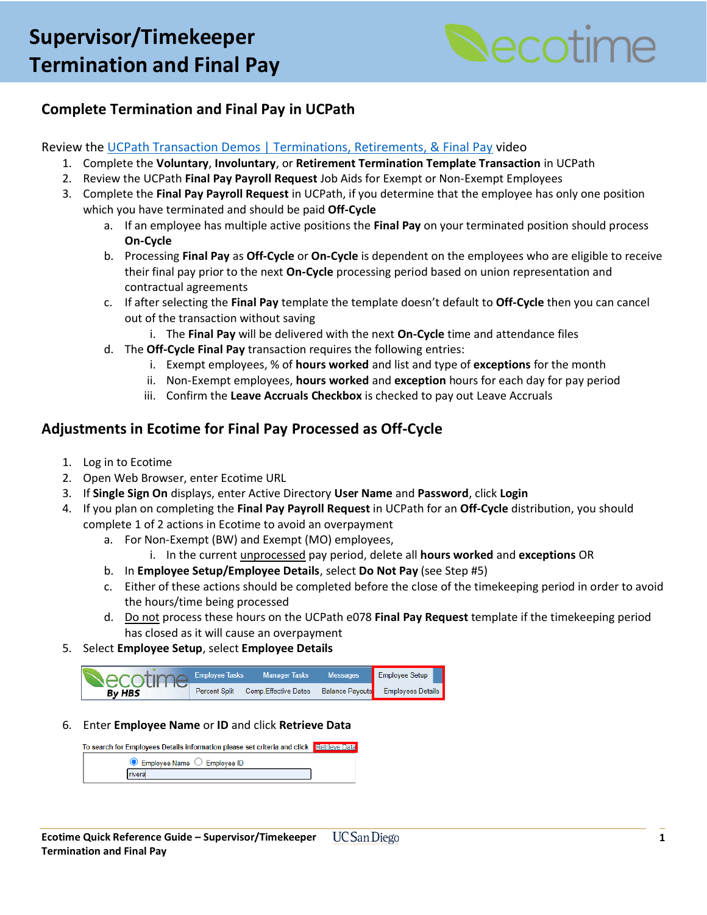# Supervisor/Timekeeper Termination and Final Pay

## Complete Termination and Final Pay in UCPath

Review the [UCPath Transaction Demos | Terminations, Retirements, & Final Pay]() video

1. Complete the **Voluntary**, **Involuntary**, or **Retirement Termination Template Transaction** in UCPath
2. Review the UCPath **Final Pay Payroll Request** Job Aids for Exempt or Non-Exempt Employees
3. Complete the **Final Pay Payroll Request** in UCPath, if you determine that the employee has only one position which you have terminated and should be paid **Off-Cycle**
    a. If an employee has multiple active positions the **Final Pay** on your terminated position should process **On-Cycle**
    b. Processing **Final Pay** as **Off-Cycle** or **On-Cycle** is dependent on the employees who are eligible to receive their final pay prior to the next **On-Cycle** processing period based on union representation and contractual agreements
    c. If after selecting the **Final Pay** template the template doesn't default to **Off-Cycle** then you can cancel out of the transaction without saving
        i. The **Final Pay** will be delivered with the next **On-Cycle** time and attendance files
    d. The **Off-Cycle Final Pay** transaction requires the following entries:
        i. Exempt employees, % of **hours worked** and list and type of **exceptions** for the month
        ii. Non-Exempt employees, **hours worked** and **exception** hours for each day for pay period
        iii. Confirm the **Leave Accruals Checkbox** is checked to pay out Leave Accruals

## Adjustments in Ecotime for Final Pay Processed as Off-Cycle

1. Log in to Ecotime
2. Open Web Browser, enter Ecotime URL
3. If **Single Sign On** displays, enter Active Directory **User Name** and **Password**, click **Login**
4. If you plan on completing the **Final Pay Payroll Request** in UCPath for an **Off-Cycle** distribution, you should complete 1 of 2 actions in Ecotime to avoid an overpayment
    a. For Non-Exempt (BW) and Exempt (MO) employees,
        i. In the current unprocessed pay period, delete all **hours worked** and **exceptions** OR
    b. In **Employee Setup/Employee Details**, select **Do Not Pay** (see Step #5)
    c. Either of these actions should be completed before the close of the timekeeping period in order to avoid the hours/time being processed
    d. Do not process these hours on the UCPath e078 **Final Pay Request** template if the timekeeping period has closed as it will cause an overpayment
5. Select **Employee Setup**, select **Employee Details**
6. Enter **Employee Name** or **ID** and click **Retrieve Data**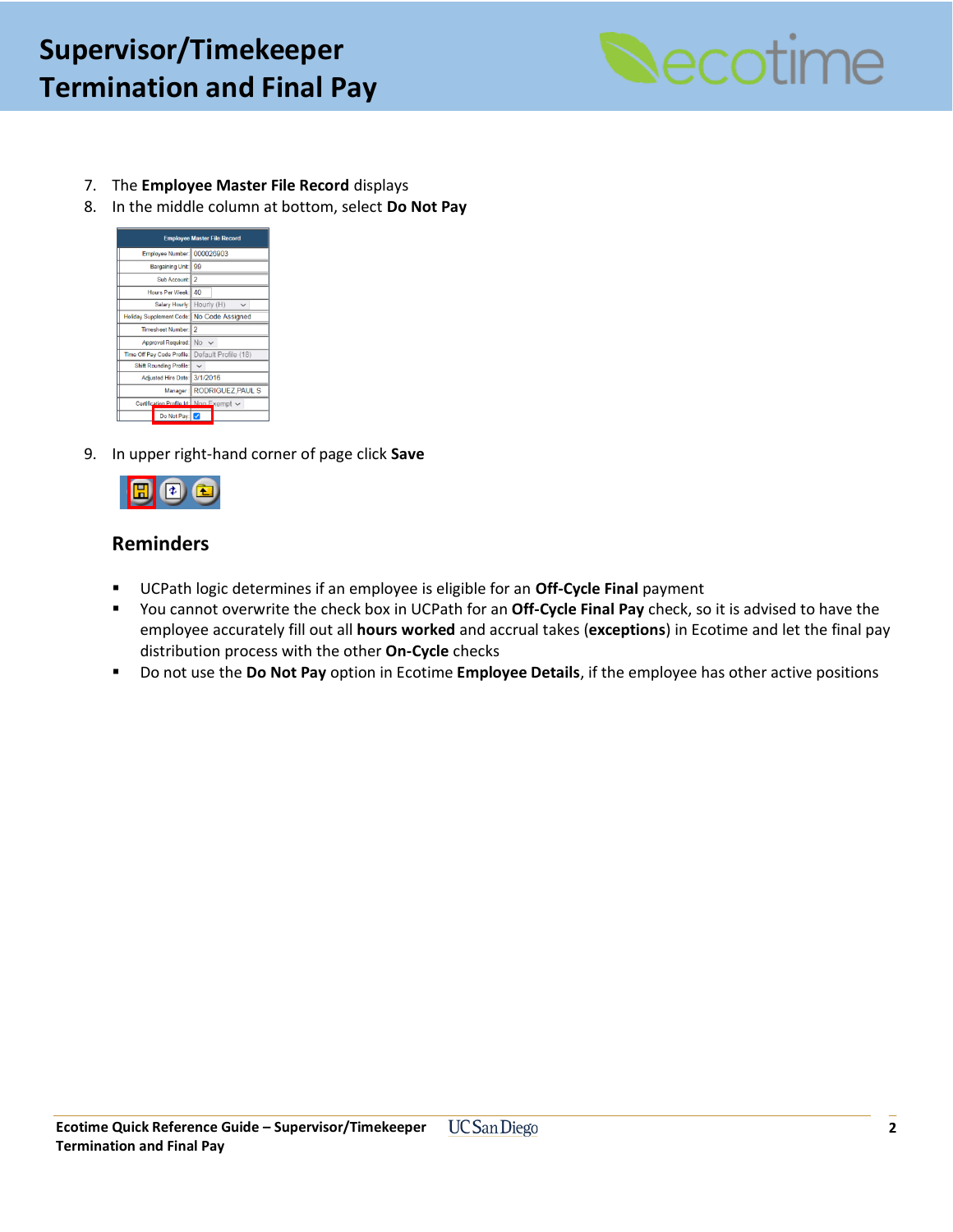7. The **Employee Master File Record** displays
8. In the middle column at bottom, select **Do Not Pay**

9. In upper right-hand corner of page click **Save**

## Reminders

- UCPath logic determines if an employee is eligible for an **Off-Cycle Final** payment
- You cannot overwrite the check box in UCPath for an **Off-Cycle Final Pay** check, so it is advised to have the employee accurately fill out all **hours worked** and accrual takes (**exceptions**) in Ecotime and let the final pay distribution process with the other **On-Cycle** checks
- Do not use the **Do Not Pay** option in Ecotime **Employee Details**, if the employee has other active positions